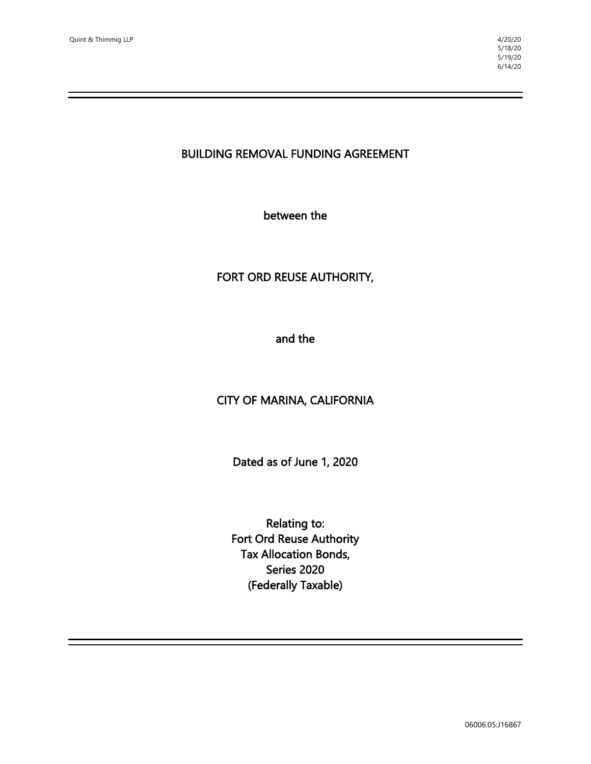Quint & Thimmig LLP

4/20/20
5/18/20
5/19/20
6/14/20

---

# BUILDING REMOVAL FUNDING AGREEMENT

between the

FORT ORD REUSE AUTHORITY,

and the

CITY OF MARINA, CALIFORNIA

Dated as of June 1, 2020

Relating to:
Fort Ord Reuse Authority
Tax Allocation Bonds,
Series 2020
(Federally Taxable)

---

06006.05:J16867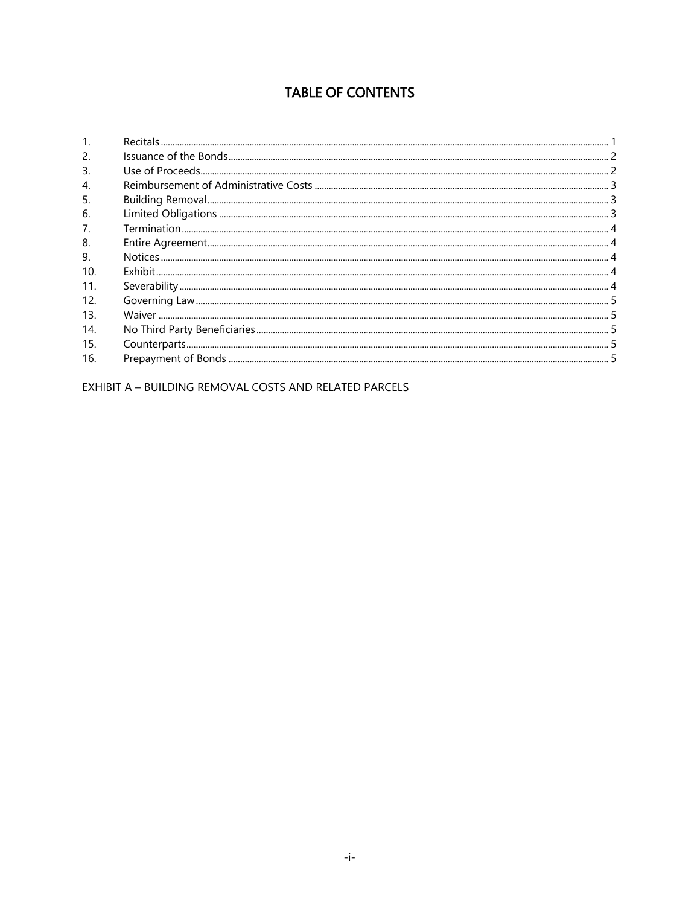# TABLE OF CONTENTS

| | | |
|---|---|---|
| 1. | Recitals | 1 |
| 2. | Issuance of the Bonds | 2 |
| 3. | Use of Proceeds | 2 |
| 4. | Reimbursement of Administrative Costs | 3 |
| 5. | Building Removal | 3 |
| 6. | Limited Obligations | 3 |
| 7. | Termination | 4 |
| 8. | Entire Agreement | 4 |
| 9. | Notices | 4 |
| 10. | Exhibit | 4 |
| 11. | Severability | 4 |
| 12. | Governing Law | 5 |
| 13. | Waiver | 5 |
| 14. | No Third Party Beneficiaries | 5 |
| 15. | Counterparts | 5 |
| 16. | Prepayment of Bonds | 5 |

EXHIBIT A – BUILDING REMOVAL COSTS AND RELATED PARCELS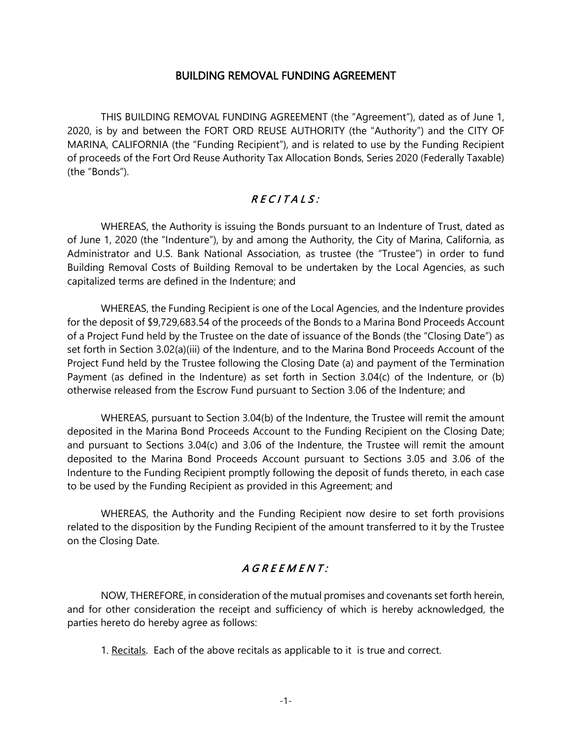# BUILDING REMOVAL FUNDING AGREEMENT

THIS BUILDING REMOVAL FUNDING AGREEMENT (the "Agreement"), dated as of June 1, 2020, is by and between the FORT ORD REUSE AUTHORITY (the "Authority") and the CITY OF MARINA, CALIFORNIA (the "Funding Recipient"), and is related to use by the Funding Recipient of proceeds of the Fort Ord Reuse Authority Tax Allocation Bonds, Series 2020 (Federally Taxable) (the "Bonds").

## *R E C I T A L S:*

WHEREAS, the Authority is issuing the Bonds pursuant to an Indenture of Trust, dated as of June 1, 2020 (the "Indenture"), by and among the Authority, the City of Marina, California, as Administrator and U.S. Bank National Association, as trustee (the "Trustee") in order to fund Building Removal Costs of Building Removal to be undertaken by the Local Agencies, as such capitalized terms are defined in the Indenture; and

WHEREAS, the Funding Recipient is one of the Local Agencies, and the Indenture provides for the deposit of $9,729,683.54 of the proceeds of the Bonds to a Marina Bond Proceeds Account of a Project Fund held by the Trustee on the date of issuance of the Bonds (the "Closing Date") as set forth in Section 3.02(a)(iii) of the Indenture, and to the Marina Bond Proceeds Account of the Project Fund held by the Trustee following the Closing Date (a) and payment of the Termination Payment (as defined in the Indenture) as set forth in Section 3.04(c) of the Indenture, or (b) otherwise released from the Escrow Fund pursuant to Section 3.06 of the Indenture; and

WHEREAS, pursuant to Section 3.04(b) of the Indenture, the Trustee will remit the amount deposited in the Marina Bond Proceeds Account to the Funding Recipient on the Closing Date; and pursuant to Sections 3.04(c) and 3.06 of the Indenture, the Trustee will remit the amount deposited to the Marina Bond Proceeds Account pursuant to Sections 3.05 and 3.06 of the Indenture to the Funding Recipient promptly following the deposit of funds thereto, in each case to be used by the Funding Recipient as provided in this Agreement; and

WHEREAS, the Authority and the Funding Recipient now desire to set forth provisions related to the disposition by the Funding Recipient of the amount transferred to it by the Trustee on the Closing Date.

## *A G R E E M E N T:*

NOW, THEREFORE, in consideration of the mutual promises and covenants set forth herein, and for other consideration the receipt and sufficiency of which is hereby acknowledged, the parties hereto do hereby agree as follows:

1. Recitals. Each of the above recitals as applicable to it is true and correct.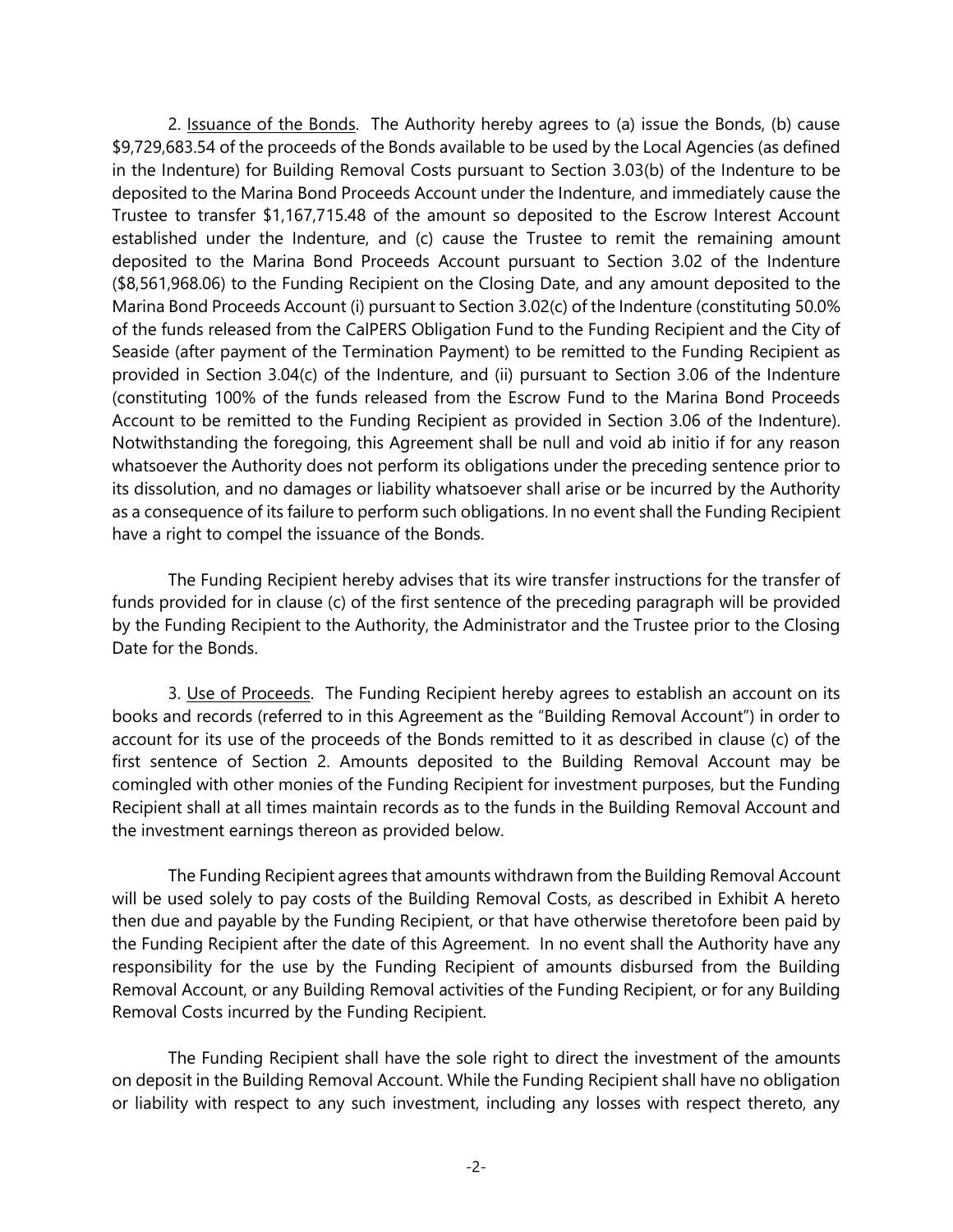2. Issuance of the Bonds. The Authority hereby agrees to (a) issue the Bonds, (b) cause $9,729,683.54 of the proceeds of the Bonds available to be used by the Local Agencies (as defined in the Indenture) for Building Removal Costs pursuant to Section 3.03(b) of the Indenture to be deposited to the Marina Bond Proceeds Account under the Indenture, and immediately cause the Trustee to transfer $1,167,715.48 of the amount so deposited to the Escrow Interest Account established under the Indenture, and (c) cause the Trustee to remit the remaining amount deposited to the Marina Bond Proceeds Account pursuant to Section 3.02 of the Indenture ($8,561,968.06) to the Funding Recipient on the Closing Date, and any amount deposited to the Marina Bond Proceeds Account (i) pursuant to Section 3.02(c) of the Indenture (constituting 50.0% of the funds released from the CalPERS Obligation Fund to the Funding Recipient and the City of Seaside (after payment of the Termination Payment) to be remitted to the Funding Recipient as provided in Section 3.04(c) of the Indenture, and (ii) pursuant to Section 3.06 of the Indenture (constituting 100% of the funds released from the Escrow Fund to the Marina Bond Proceeds Account to be remitted to the Funding Recipient as provided in Section 3.06 of the Indenture). Notwithstanding the foregoing, this Agreement shall be null and void ab initio if for any reason whatsoever the Authority does not perform its obligations under the preceding sentence prior to its dissolution, and no damages or liability whatsoever shall arise or be incurred by the Authority as a consequence of its failure to perform such obligations. In no event shall the Funding Recipient have a right to compel the issuance of the Bonds.

The Funding Recipient hereby advises that its wire transfer instructions for the transfer of funds provided for in clause (c) of the first sentence of the preceding paragraph will be provided by the Funding Recipient to the Authority, the Administrator and the Trustee prior to the Closing Date for the Bonds.

3. Use of Proceeds. The Funding Recipient hereby agrees to establish an account on its books and records (referred to in this Agreement as the "Building Removal Account") in order to account for its use of the proceeds of the Bonds remitted to it as described in clause (c) of the first sentence of Section 2. Amounts deposited to the Building Removal Account may be comingled with other monies of the Funding Recipient for investment purposes, but the Funding Recipient shall at all times maintain records as to the funds in the Building Removal Account and the investment earnings thereon as provided below.

The Funding Recipient agrees that amounts withdrawn from the Building Removal Account will be used solely to pay costs of the Building Removal Costs, as described in Exhibit A hereto then due and payable by the Funding Recipient, or that have otherwise theretofore been paid by the Funding Recipient after the date of this Agreement. In no event shall the Authority have any responsibility for the use by the Funding Recipient of amounts disbursed from the Building Removal Account, or any Building Removal activities of the Funding Recipient, or for any Building Removal Costs incurred by the Funding Recipient.

The Funding Recipient shall have the sole right to direct the investment of the amounts on deposit in the Building Removal Account. While the Funding Recipient shall have no obligation or liability with respect to any such investment, including any losses with respect thereto, any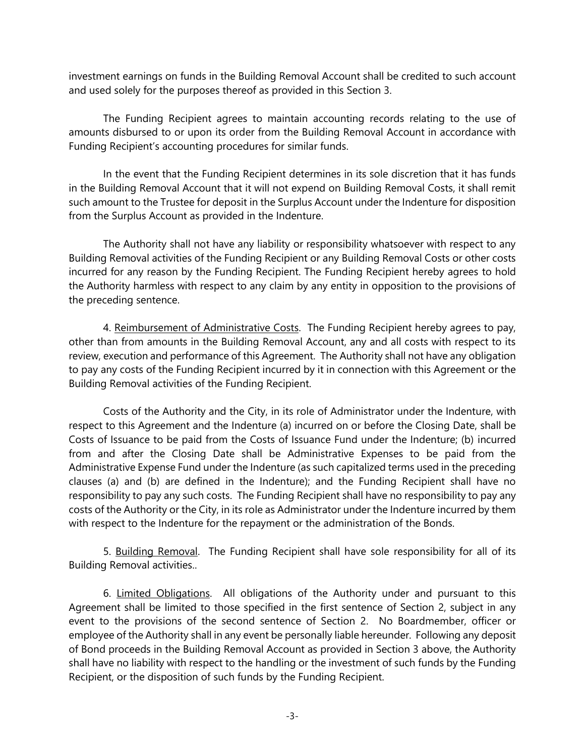investment earnings on funds in the Building Removal Account shall be credited to such account and used solely for the purposes thereof as provided in this Section 3.

The Funding Recipient agrees to maintain accounting records relating to the use of amounts disbursed to or upon its order from the Building Removal Account in accordance with Funding Recipient's accounting procedures for similar funds.

In the event that the Funding Recipient determines in its sole discretion that it has funds in the Building Removal Account that it will not expend on Building Removal Costs, it shall remit such amount to the Trustee for deposit in the Surplus Account under the Indenture for disposition from the Surplus Account as provided in the Indenture.

The Authority shall not have any liability or responsibility whatsoever with respect to any Building Removal activities of the Funding Recipient or any Building Removal Costs or other costs incurred for any reason by the Funding Recipient. The Funding Recipient hereby agrees to hold the Authority harmless with respect to any claim by any entity in opposition to the provisions of the preceding sentence.

4. <u>Reimbursement of Administrative Costs</u>. The Funding Recipient hereby agrees to pay, other than from amounts in the Building Removal Account, any and all costs with respect to its review, execution and performance of this Agreement. The Authority shall not have any obligation to pay any costs of the Funding Recipient incurred by it in connection with this Agreement or the Building Removal activities of the Funding Recipient.

Costs of the Authority and the City, in its role of Administrator under the Indenture, with respect to this Agreement and the Indenture (a) incurred on or before the Closing Date, shall be Costs of Issuance to be paid from the Costs of Issuance Fund under the Indenture; (b) incurred from and after the Closing Date shall be Administrative Expenses to be paid from the Administrative Expense Fund under the Indenture (as such capitalized terms used in the preceding clauses (a) and (b) are defined in the Indenture); and the Funding Recipient shall have no responsibility to pay any such costs. The Funding Recipient shall have no responsibility to pay any costs of the Authority or the City, in its role as Administrator under the Indenture incurred by them with respect to the Indenture for the repayment or the administration of the Bonds.

5. <u>Building Removal</u>. The Funding Recipient shall have sole responsibility for all of its Building Removal activities..

6. <u>Limited Obligations</u>. All obligations of the Authority under and pursuant to this Agreement shall be limited to those specified in the first sentence of Section 2, subject in any event to the provisions of the second sentence of Section 2. No Boardmember, officer or employee of the Authority shall in any event be personally liable hereunder. Following any deposit of Bond proceeds in the Building Removal Account as provided in Section 3 above, the Authority shall have no liability with respect to the handling or the investment of such funds by the Funding Recipient, or the disposition of such funds by the Funding Recipient.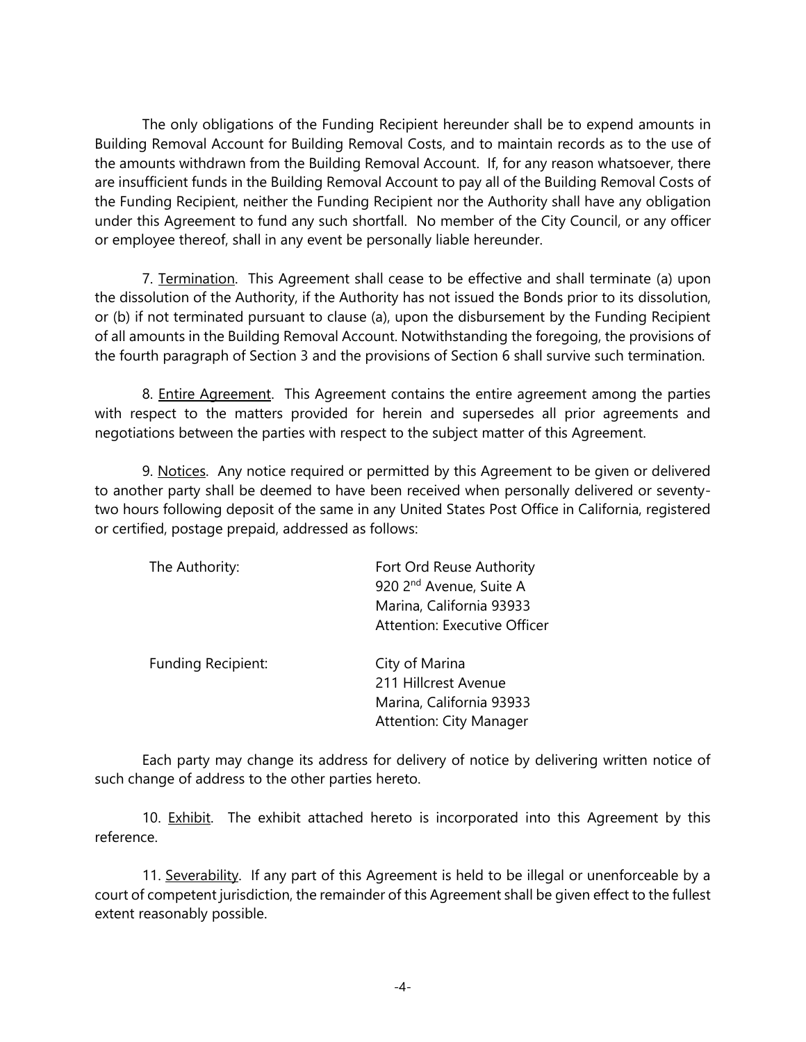The only obligations of the Funding Recipient hereunder shall be to expend amounts in Building Removal Account for Building Removal Costs, and to maintain records as to the use of the amounts withdrawn from the Building Removal Account. If, for any reason whatsoever, there are insufficient funds in the Building Removal Account to pay all of the Building Removal Costs of the Funding Recipient, neither the Funding Recipient nor the Authority shall have any obligation under this Agreement to fund any such shortfall. No member of the City Council, or any officer or employee thereof, shall in any event be personally liable hereunder.

7. Termination. This Agreement shall cease to be effective and shall terminate (a) upon the dissolution of the Authority, if the Authority has not issued the Bonds prior to its dissolution, or (b) if not terminated pursuant to clause (a), upon the disbursement by the Funding Recipient of all amounts in the Building Removal Account. Notwithstanding the foregoing, the provisions of the fourth paragraph of Section 3 and the provisions of Section 6 shall survive such termination.

8. Entire Agreement. This Agreement contains the entire agreement among the parties with respect to the matters provided for herein and supersedes all prior agreements and negotiations between the parties with respect to the subject matter of this Agreement.

9. Notices. Any notice required or permitted by this Agreement to be given or delivered to another party shall be deemed to have been received when personally delivered or seventy-two hours following deposit of the same in any United States Post Office in California, registered or certified, postage prepaid, addressed as follows:

| | |
|---|---|
| The Authority: | Fort Ord Reuse Authority<br>920 2nd Avenue, Suite A<br>Marina, California 93933<br>Attention: Executive Officer |
| Funding Recipient: | City of Marina<br>211 Hillcrest Avenue<br>Marina, California 93933<br>Attention: City Manager |

Each party may change its address for delivery of notice by delivering written notice of such change of address to the other parties hereto.

10. Exhibit. The exhibit attached hereto is incorporated into this Agreement by this reference.

11. Severability. If any part of this Agreement is held to be illegal or unenforceable by a court of competent jurisdiction, the remainder of this Agreement shall be given effect to the fullest extent reasonably possible.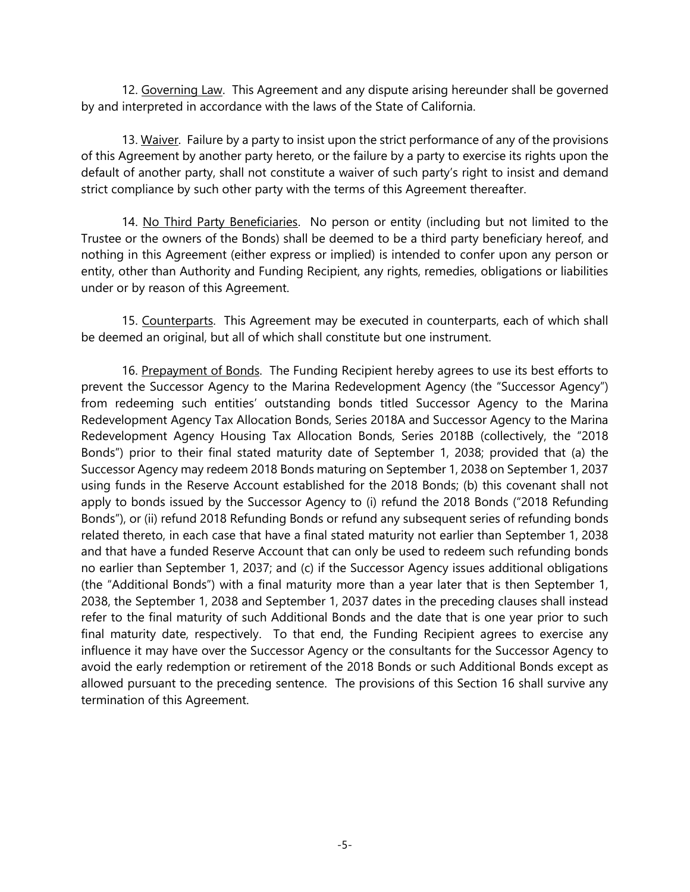12. Governing Law. This Agreement and any dispute arising hereunder shall be governed by and interpreted in accordance with the laws of the State of California.

13. Waiver. Failure by a party to insist upon the strict performance of any of the provisions of this Agreement by another party hereto, or the failure by a party to exercise its rights upon the default of another party, shall not constitute a waiver of such party's right to insist and demand strict compliance by such other party with the terms of this Agreement thereafter.

14. No Third Party Beneficiaries. No person or entity (including but not limited to the Trustee or the owners of the Bonds) shall be deemed to be a third party beneficiary hereof, and nothing in this Agreement (either express or implied) is intended to confer upon any person or entity, other than Authority and Funding Recipient, any rights, remedies, obligations or liabilities under or by reason of this Agreement.

15. Counterparts. This Agreement may be executed in counterparts, each of which shall be deemed an original, but all of which shall constitute but one instrument.

16. Prepayment of Bonds. The Funding Recipient hereby agrees to use its best efforts to prevent the Successor Agency to the Marina Redevelopment Agency (the "Successor Agency") from redeeming such entities' outstanding bonds titled Successor Agency to the Marina Redevelopment Agency Tax Allocation Bonds, Series 2018A and Successor Agency to the Marina Redevelopment Agency Housing Tax Allocation Bonds, Series 2018B (collectively, the "2018 Bonds") prior to their final stated maturity date of September 1, 2038; provided that (a) the Successor Agency may redeem 2018 Bonds maturing on September 1, 2038 on September 1, 2037 using funds in the Reserve Account established for the 2018 Bonds; (b) this covenant shall not apply to bonds issued by the Successor Agency to (i) refund the 2018 Bonds ("2018 Refunding Bonds"), or (ii) refund 2018 Refunding Bonds or refund any subsequent series of refunding bonds related thereto, in each case that have a final stated maturity not earlier than September 1, 2038 and that have a funded Reserve Account that can only be used to redeem such refunding bonds no earlier than September 1, 2037; and (c) if the Successor Agency issues additional obligations (the "Additional Bonds") with a final maturity more than a year later that is then September 1, 2038, the September 1, 2038 and September 1, 2037 dates in the preceding clauses shall instead refer to the final maturity of such Additional Bonds and the date that is one year prior to such final maturity date, respectively. To that end, the Funding Recipient agrees to exercise any influence it may have over the Successor Agency or the consultants for the Successor Agency to avoid the early redemption or retirement of the 2018 Bonds or such Additional Bonds except as allowed pursuant to the preceding sentence. The provisions of this Section 16 shall survive any termination of this Agreement.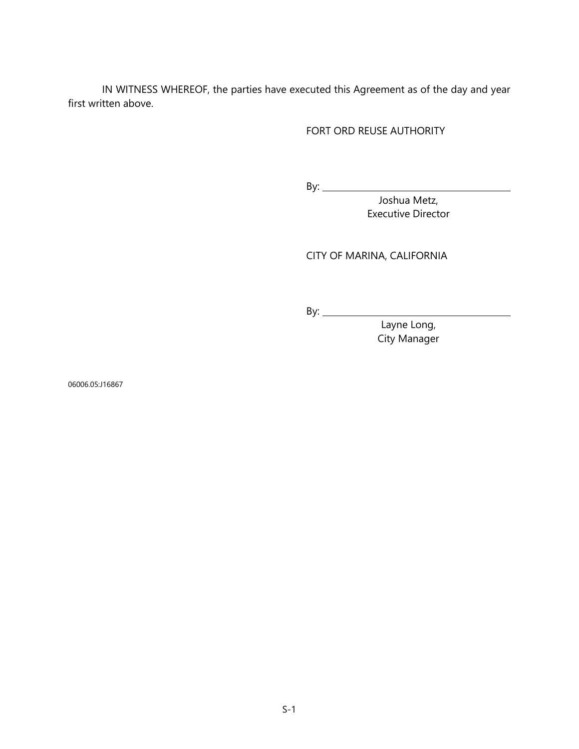IN WITNESS WHEREOF, the parties have executed this Agreement as of the day and year first written above.

FORT ORD REUSE AUTHORITY

By: ______________________________

Joshua Metz,
Executive Director

CITY OF MARINA, CALIFORNIA

By: ______________________________

Layne Long,
City Manager

06006.05:J16867

S-1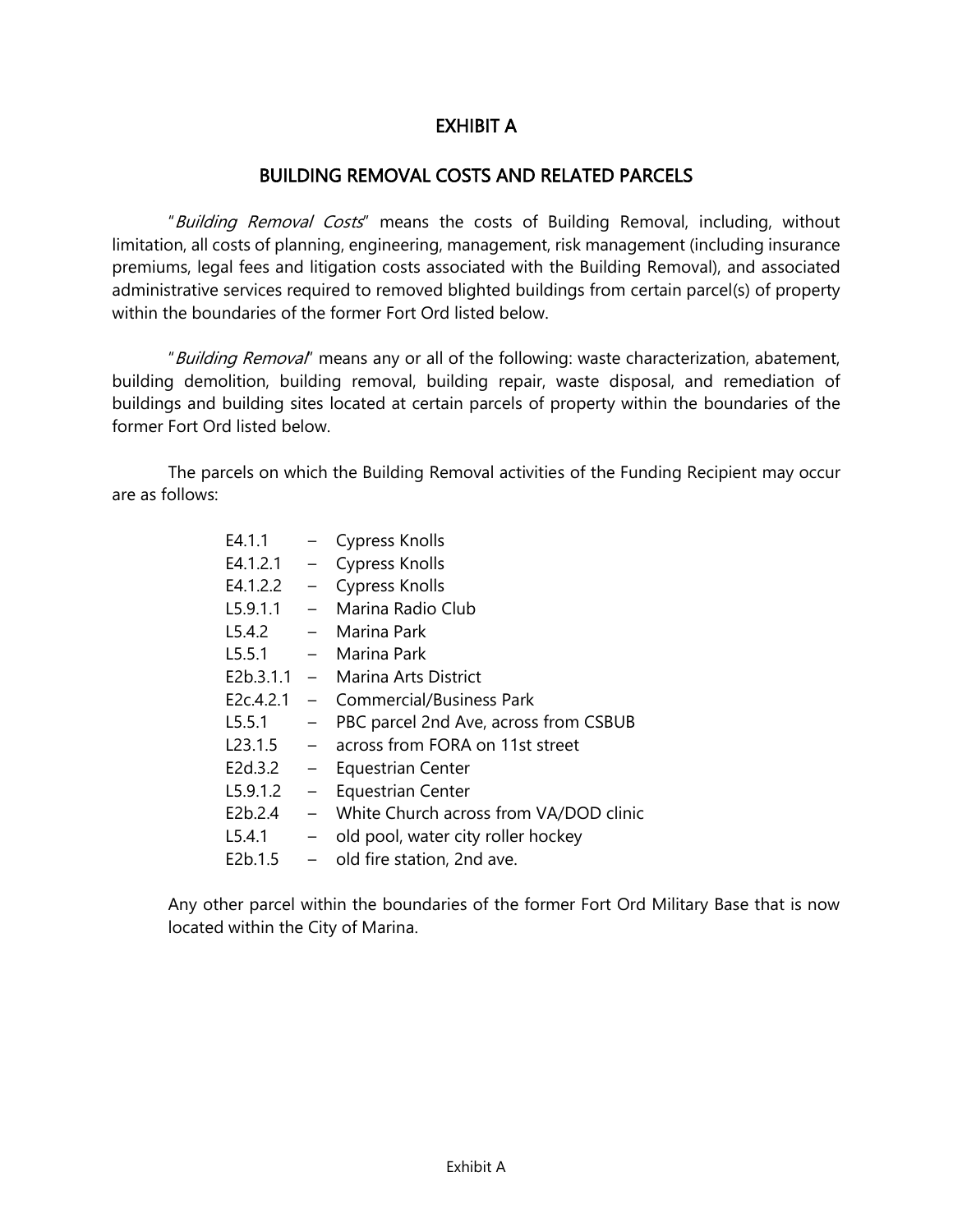# EXHIBIT A

## BUILDING REMOVAL COSTS AND RELATED PARCELS

"*Building Removal Costs*" means the costs of Building Removal, including, without limitation, all costs of planning, engineering, management, risk management (including insurance premiums, legal fees and litigation costs associated with the Building Removal), and associated administrative services required to removed blighted buildings from certain parcel(s) of property within the boundaries of the former Fort Ord listed below.

"*Building Removal*" means any or all of the following: waste characterization, abatement, building demolition, building removal, building repair, waste disposal, and remediation of buildings and building sites located at certain parcels of property within the boundaries of the former Fort Ord listed below.

The parcels on which the Building Removal activities of the Funding Recipient may occur are as follows:

- E4.1.1 – Cypress Knolls
- E4.1.2.1 – Cypress Knolls
- E4.1.2.2 – Cypress Knolls
- L5.9.1.1 – Marina Radio Club
- L5.4.2 – Marina Park
- L5.5.1 – Marina Park
- E2b.3.1.1 – Marina Arts District
- E2c.4.2.1 – Commercial/Business Park
- L5.5.1 – PBC parcel 2nd Ave, across from CSBUB
- L23.1.5 – across from FORA on 11st street
- E2d.3.2 – Equestrian Center
- L5.9.1.2 – Equestrian Center
- E2b.2.4 – White Church across from VA/DOD clinic
- L5.4.1 – old pool, water city roller hockey
- E2b.1.5 – old fire station, 2nd ave.

Any other parcel within the boundaries of the former Fort Ord Military Base that is now located within the City of Marina.